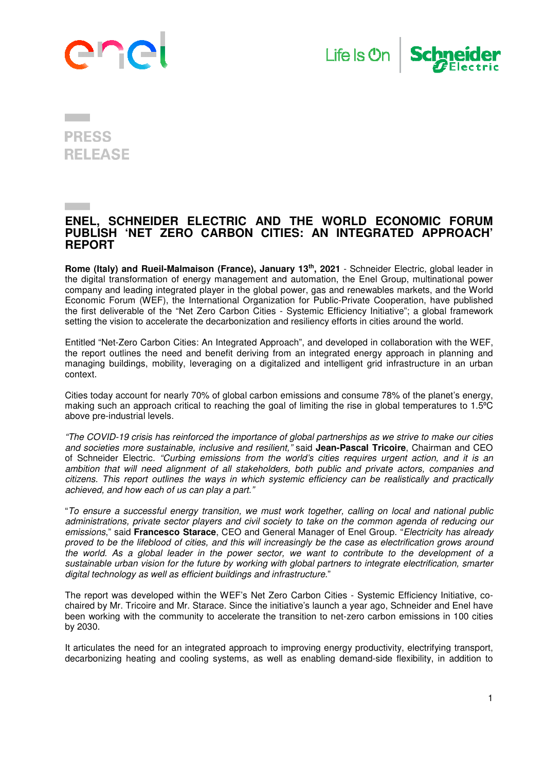PRESS RELEASE

# ENEL, SCHNEIDER ELECTRIC AND THE WORLD ECONOMIC FORUM PUBLISH 'NET ZERO CARBON CITIES: AN INTEGRATED APPROACH' REPORT

**Rome (Italy) and Rueil-Malmaison (France), January 13th, 2021** - Schneider Electric, global leader in the digital transformation of energy management and automation, the Enel Group, multinational power company and leading integrated player in the global power, gas and renewables markets, and the World Economic Forum (WEF), the International Organization for Public-Private Cooperation, have published the first deliverable of the "Net Zero Carbon Cities - Systemic Efficiency Initiative"; a global framework setting the vision to accelerate the decarbonization and resiliency efforts in cities around the world.

Entitled "Net-Zero Carbon Cities: An Integrated Approach", and developed in collaboration with the WEF, the report outlines the need and benefit deriving from an integrated energy approach in planning and managing buildings, mobility, leveraging on a digitalized and intelligent grid infrastructure in an urban context.

Cities today account for nearly 70% of global carbon emissions and consume 78% of the planet's energy, making such an approach critical to reaching the goal of limiting the rise in global temperatures to 1.5ºC above pre-industrial levels.

*"The COVID-19 crisis has reinforced the importance of global partnerships as we strive to make our cities and societies more sustainable, inclusive and resilient,"* said **Jean-Pascal Tricoire**, Chairman and CEO of Schneider Electric. *"Curbing emissions from the world's cities requires urgent action, and it is an ambition that will need alignment of all stakeholders, both public and private actors, companies and citizens. This report outlines the ways in which systemic efficiency can be realistically and practically achieved, and how each of us can play a part."*

"*To ensure a successful energy transition, we must work together, calling on local and national public administrations, private sector players and civil society to take on the common agenda of reducing our emissions*," said **Francesco Starace**, CEO and General Manager of Enel Group. "*Electricity has already proved to be the lifeblood of cities, and this will increasingly be the case as electrification grows around the world. As a global leader in the power sector, we want to contribute to the development of a sustainable urban vision for the future by working with global partners to integrate electrification, smarter digital technology as well as efficient buildings and infrastructure.*"

The report was developed within the WEF's Net Zero Carbon Cities - Systemic Efficiency Initiative, co-chaired by Mr. Tricoire and Mr. Starace. Since the initiative's launch a year ago, Schneider and Enel have been working with the community to accelerate the transition to net-zero carbon emissions in 100 cities by 2030.

It articulates the need for an integrated approach to improving energy productivity, electrifying transport, decarbonizing heating and cooling systems, as well as enabling demand-side flexibility, in addition to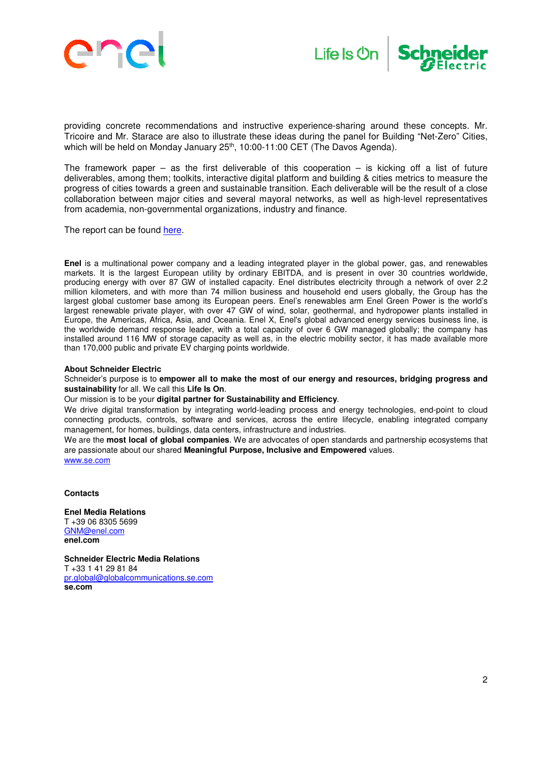providing concrete recommendations and instructive experience-sharing around these concepts. Mr. Tricoire and Mr. Starace are also to illustrate these ideas during the panel for Building "Net-Zero" Cities, which will be held on Monday January 25th, 10:00-11:00 CET (The Davos Agenda).

The framework paper – as the first deliverable of this cooperation – is kicking off a list of future deliverables, among them; toolkits, interactive digital platform and building & cities metrics to measure the progress of cities towards a green and sustainable transition. Each deliverable will be the result of a close collaboration between major cities and several mayoral networks, as well as high-level representatives from academia, non-governmental organizations, industry and finance.

The report can be found here.

**Enel** is a multinational power company and a leading integrated player in the global power, gas, and renewables markets. It is the largest European utility by ordinary EBITDA, and is present in over 30 countries worldwide, producing energy with over 87 GW of installed capacity. Enel distributes electricity through a network of over 2.2 million kilometers, and with more than 74 million business and household end users globally, the Group has the largest global customer base among its European peers. Enel's renewables arm Enel Green Power is the world's largest renewable private player, with over 47 GW of wind, solar, geothermal, and hydropower plants installed in Europe, the Americas, Africa, Asia, and Oceania. Enel X, Enel's global advanced energy services business line, is the worldwide demand response leader, with a total capacity of over 6 GW managed globally; the company has installed around 116 MW of storage capacity as well as, in the electric mobility sector, it has made available more than 170,000 public and private EV charging points worldwide.

**About Schneider Electric**

Schneider's purpose is to **empower all to make the most of our energy and resources, bridging progress and sustainability** for all. We call this **Life Is On**.

Our mission is to be your **digital partner for Sustainability and Efficiency**.

We drive digital transformation by integrating world-leading process and energy technologies, end-point to cloud connecting products, controls, software and services, across the entire lifecycle, enabling integrated company management, for homes, buildings, data centers, infrastructure and industries.

We are the **most local of global companies**. We are advocates of open standards and partnership ecosystems that are passionate about our shared **Meaningful Purpose, Inclusive and Empowered** values.

www.se.com

**Contacts**

**Enel Media Relations**
T +39 06 8305 5699
GNM@enel.com
**enel.com**

**Schneider Electric Media Relations**
T +33 1 41 29 81 84
pr.global@globalcommunications.se.com
**se.com**